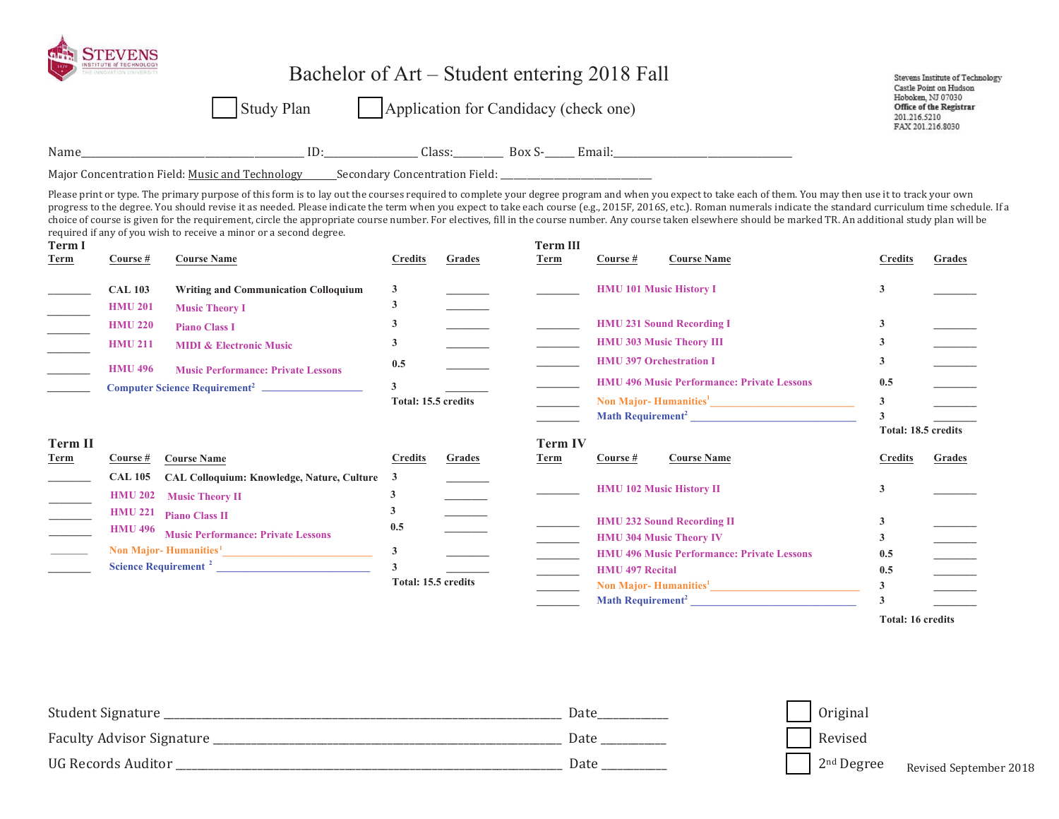STEVENS INSTITUTE of TECHNOLOGY

# Bachelor of Art – Student entering 2018 Fall

☐ Study Plan ☐ Application for Candidacy (check one)

Stevens Institute of Technology
Castle Point on Hudson
Hoboken, NJ 07030
**Office of the Registrar**
201.216.5210
FAX 201.216.8030

Name_______________________________ ID:______________ Class:________ Box S-_____ Email:___________________________

Major Concentration Field: Music and Technology______ Secondary Concentration Field: ________________________

Please print or type. The primary purpose of this form is to lay out the courses required to complete your degree program and when you expect to take each of them. You may then use it to track your own progress to the degree. You should revise it as needed. Please indicate the term when you expect to take each course (e.g., 2015F, 2016S, etc.). Roman numerals indicate the standard curriculum time schedule. If a choice of course is given for the requirement, circle the appropriate course number. For electives, fill in the course number. Any course taken elsewhere should be marked TR. An additional study plan will be required if any of you wish to receive a minor or a second degree.

## Term I

| Term | Course # | Course Name | Credits | Grades |
|---|---|---|---|---|
| ________ | CAL 103 | Writing and Communication Colloquium | 3 | ________ |
| ________ | HMU 201 | Music Theory I | 3 | ________ |
| ________ | HMU 220 | Piano Class I | 3 | ________ |
| ________ | HMU 211 | MIDI & Electronic Music | 3 | ________ |
| ________ | HMU 496 | Music Performance: Private Lessons | 0.5 | ________ |
| ________ | Computer Science Requirement[2] ________________ | | 3 | ________ |
| | | | Total: 15.5 credits | |

## Term II

| Term | Course # | Course Name | Credits | Grades |
|---|---|---|---|---|
| ________ | CAL 105 | CAL Colloquium: Knowledge, Nature, Culture | 3 | ________ |
| ________ | HMU 202 | Music Theory II | 3 | ________ |
| ________ | HMU 221 | Piano Class II | 3 | ________ |
| ________ | HMU 496 | Music Performance: Private Lessons | 0.5 | ________ |
| ________ | Non Major- Humanities[1] ________________ | | 3 | ________ |
| ________ | Science Requirement [2] ________________ | | 3 | ________ |
| | | | Total: 15.5 credits | |

## Term III

| Term | Course # | Course Name | Credits | Grades |
|---|---|---|---|---|
| ________ | HMU 101 | Music History I | 3 | ________ |
| ________ | HMU 231 | Sound Recording I | 3 | ________ |
| ________ | HMU 303 | Music Theory III | 3 | ________ |
| ________ | HMU 397 | Orchestration I | 3 | ________ |
| ________ | HMU 496 | Music Performance: Private Lessons | 0.5 | ________ |
| ________ | Non Major- Humanities[1] ________________ | | 3 | ________ |
| ________ | Math Requirement[2] ________________ | | 3 | ________ |
| | | | Total: 18.5 credits | |

## Term IV

| Term | Course # | Course Name | Credits | Grades |
|---|---|---|---|---|
| ________ | HMU 102 | Music History II | 3 | ________ |
| ________ | HMU 232 | Sound Recording II | 3 | ________ |
| ________ | HMU 304 | Music Theory IV | 3 | ________ |
| ________ | HMU 496 | Music Performance: Private Lessons | 0.5 | ________ |
| ________ | HMU 497 | Recital | 0.5 | ________ |
| ________ | Non Major- Humanities[1] ________________ | | 3 | ________ |
| ________ | Math Requirement[2] ________________ | | 3 | ________ |
| | | | Total: 16 credits | |

Student Signature ________________________________ Date__________

Faculty Advisor Signature ____________________________ Date __________

UG Records Auditor ________________________________ Date __________

☐ Original
☐ Revised
☐ 2nd Degree

Revised September 2018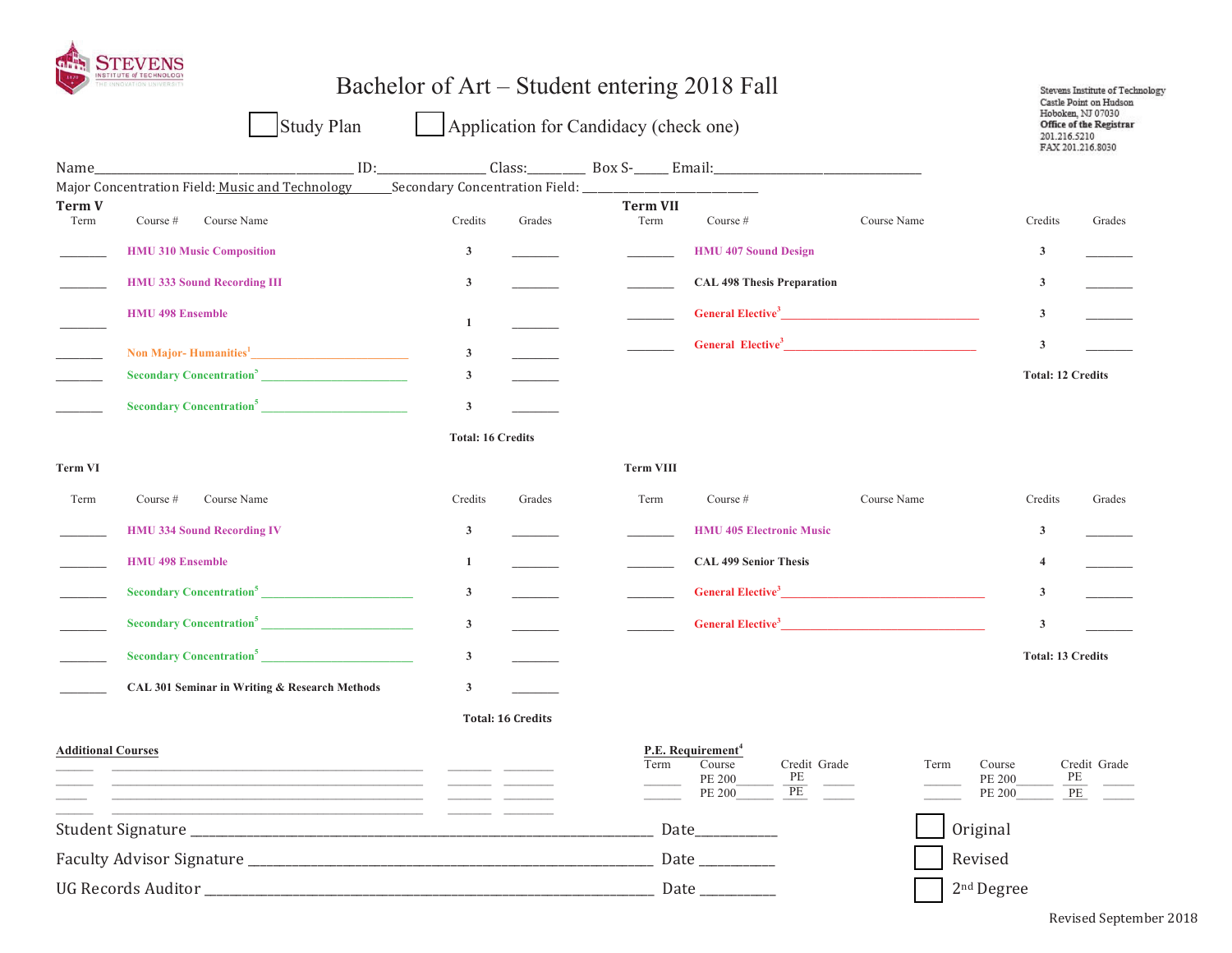STEVENS INSTITUTE of TECHNOLOGY
THE INNOVATION UNIVERSITY

# Bachelor of Art – Student entering 2018 Fall

☐ Study Plan ☐ Application for Candidacy (check one)

Stevens Institute of Technology
Castle Point on Hudson
Hoboken, NJ 07030
**Office of the Registrar**
201.216.5210
FAX 201.216.8030

Name________________________________________ ID:_______________ Class:_________ Box S-_____ Email:________________________________

Major Concentration Field: Music and Technology______ Secondary Concentration Field: ___________________________

### Term V

| Term | Course # Course Name | Credits | Grades |
|---|---|---|---|
| _______ | **HMU 310 Music Composition** | **3** | _______ |
| _______ | **HMU 333 Sound Recording III** | **3** | _______ |
| _______ | **HMU 498 Ensemble** | **1** | _______ |
| _______ | **Non Major- Humanities[1]** ________________________ | **3** | _______ |
| _______ | **Secondary Concentration[5]** ________________________ | **3** | _______ |
| _______ | **Secondary Concentration[5]** ________________________ | **3** | _______ |
| | | **Total: 16 Credits** | |

### Term VII

| Term | Course # Course Name | Credits | Grades |
|---|---|---|---|
| _______ | **HMU 407 Sound Design** | **3** | _______ |
| _______ | **CAL 498 Thesis Preparation** | **3** | _______ |
| _______ | **General Elective[3]** ________________________________ | **3** | _______ |
| _______ | **General Elective[3]** ________________________________ | **3** | _______ |
| | | **Total: 12 Credits** | |

### Term VI

| Term | Course # Course Name | Credits | Grades |
|---|---|---|---|
| _______ | **HMU 334 Sound Recording IV** | **3** | _______ |
| _______ | **HMU 498 Ensemble** | **1** | _______ |
| _______ | **Secondary Concentration[5]** ________________________ | **3** | _______ |
| _______ | **Secondary Concentration[5]** ________________________ | **3** | _______ |
| _______ | **Secondary Concentration[5]** ________________________ | **3** | _______ |
| _______ | **CAL 301 Seminar in Writing & Research Methods** | **3** | _______ |
| | | **Total: 16 Credits** | |

### Term VIII

| Term | Course # Course Name | Credits | Grades |
|---|---|---|---|
| _______ | **HMU 405 Electronic Music** | **3** | _______ |
| _______ | **CAL 499 Senior Thesis** | **4** | _______ |
| _______ | **General Elective[3]** ________________________________ | **3** | _______ |
| _______ | **General Elective[3]** ________________________________ | **3** | _______ |
| | | **Total: 13 Credits** | |

**Additional Courses**

| | | | |
|---|---|---|---|
| _____ | ____________________________________________ | _______ | _______ |
| _____ | ____________________________________________ | _______ | _______ |
| _____ | ____________________________________________ | _______ | _______ |
| _____ | ____________________________________________ | _______ | _______ |

**P.E. Requirement[4]**

| Term | Course | Credit | Grade | Term | Course | Credit | Grade |
|---|---|---|---|---|---|---|---|
| _____ | PE 200_____ | PE | _____ | _____ | PE 200_____ | PE | _____ |
| _____ | PE 200_____ | PE | _____ | _____ | PE 200_____ | PE | _____ |

Student Signature ____________________________________________________________ Date___________

Faculty Advisor Signature ____________________________________________________ Date ___________

UG Records Auditor __________________________________________________________ Date ___________

☐ Original

☐ Revised

☐ 2nd Degree

Revised September 2018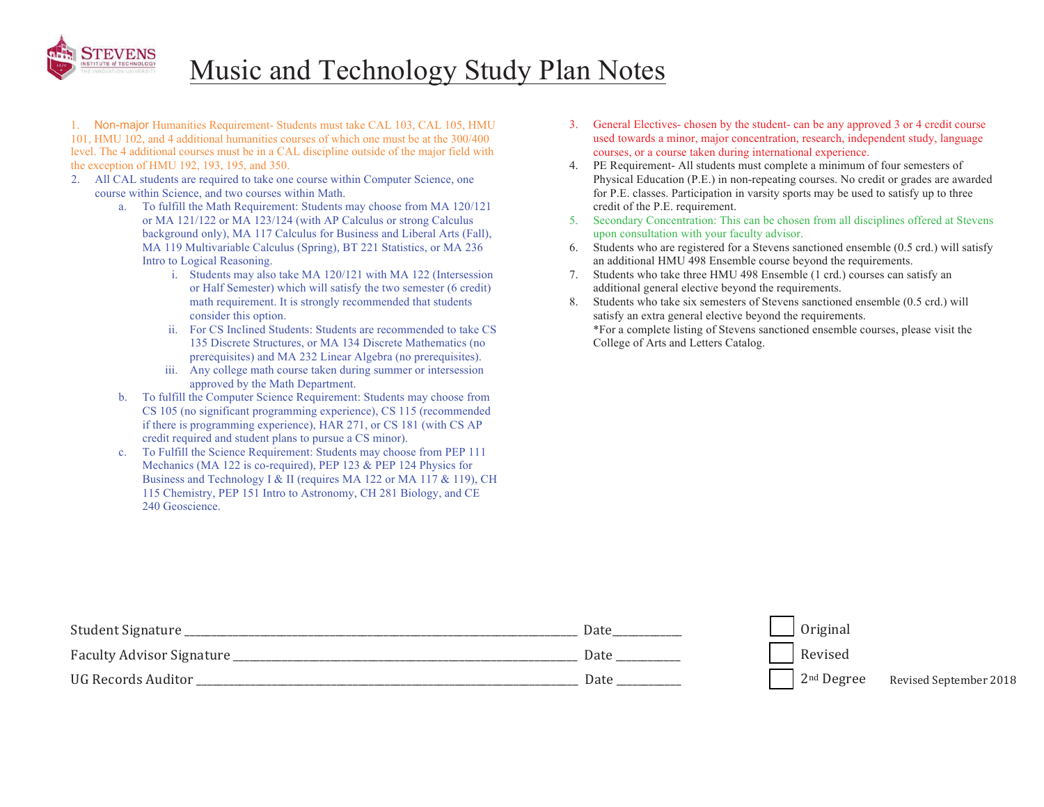# Music and Technology Study Plan Notes

1. Non-major Humanities Requirement- Students must take CAL 103, CAL 105, HMU 101, HMU 102, and 4 additional humanities courses of which one must be at the 300/400 level. The 4 additional courses must be in a CAL discipline outside of the major field with the exception of HMU 192, 193, 195, and 350.
2. All CAL students are required to take one course within Computer Science, one course within Science, and two courses within Math.
   a. To fulfill the Math Requirement: Students may choose from MA 120/121 or MA 121/122 or MA 123/124 (with AP Calculus or strong Calculus background only), MA 117 Calculus for Business and Liberal Arts (Fall), MA 119 Multivariable Calculus (Spring), BT 221 Statistics, or MA 236 Intro to Logical Reasoning.
      i. Students may also take MA 120/121 with MA 122 (Intersession or Half Semester) which will satisfy the two semester (6 credit) math requirement. It is strongly recommended that students consider this option.
      ii. For CS Inclined Students: Students are recommended to take CS 135 Discrete Structures, or MA 134 Discrete Mathematics (no prerequisites) and MA 232 Linear Algebra (no prerequisites).
      iii. Any college math course taken during summer or intersession approved by the Math Department.
   b. To fulfill the Computer Science Requirement: Students may choose from CS 105 (no significant programming experience), CS 115 (recommended if there is programming experience), HAR 271, or CS 181 (with CS AP credit required and student plans to pursue a CS minor).
   c. To Fulfill the Science Requirement: Students may choose from PEP 111 Mechanics (MA 122 is co-required), PEP 123 & PEP 124 Physics for Business and Technology I & II (requires MA 122 or MA 117 & 119), CH 115 Chemistry, PEP 151 Intro to Astronomy, CH 281 Biology, and CE 240 Geoscience.
3. General Electives- chosen by the student- can be any approved 3 or 4 credit course used towards a minor, major concentration, research, independent study, language courses, or a course taken during international experience.
4. PE Requirement- All students must complete a minimum of four semesters of Physical Education (P.E.) in non-repeating courses. No credit or grades are awarded for P.E. classes. Participation in varsity sports may be used to satisfy up to three credit of the P.E. requirement.
5. Secondary Concentration: This can be chosen from all disciplines offered at Stevens upon consultation with your faculty advisor.
6. Students who are registered for a Stevens sanctioned ensemble (0.5 crd.) will satisfy an additional HMU 498 Ensemble course beyond the requirements.
7. Students who take three HMU 498 Ensemble (1 crd.) courses can satisfy an additional general elective beyond the requirements.
8. Students who take six semesters of Stevens sanctioned ensemble (0.5 crd.) will satisfy an extra general elective beyond the requirements.
   *For a complete listing of Stevens sanctioned ensemble courses, please visit the College of Arts and Letters Catalog.

Student Signature ______________________________ Date__________

Faculty Advisor Signature ______________________________ Date __________

UG Records Auditor ______________________________ Date __________

☐ Original

☐ Revised

☐ 2nd Degree

Revised September 2018